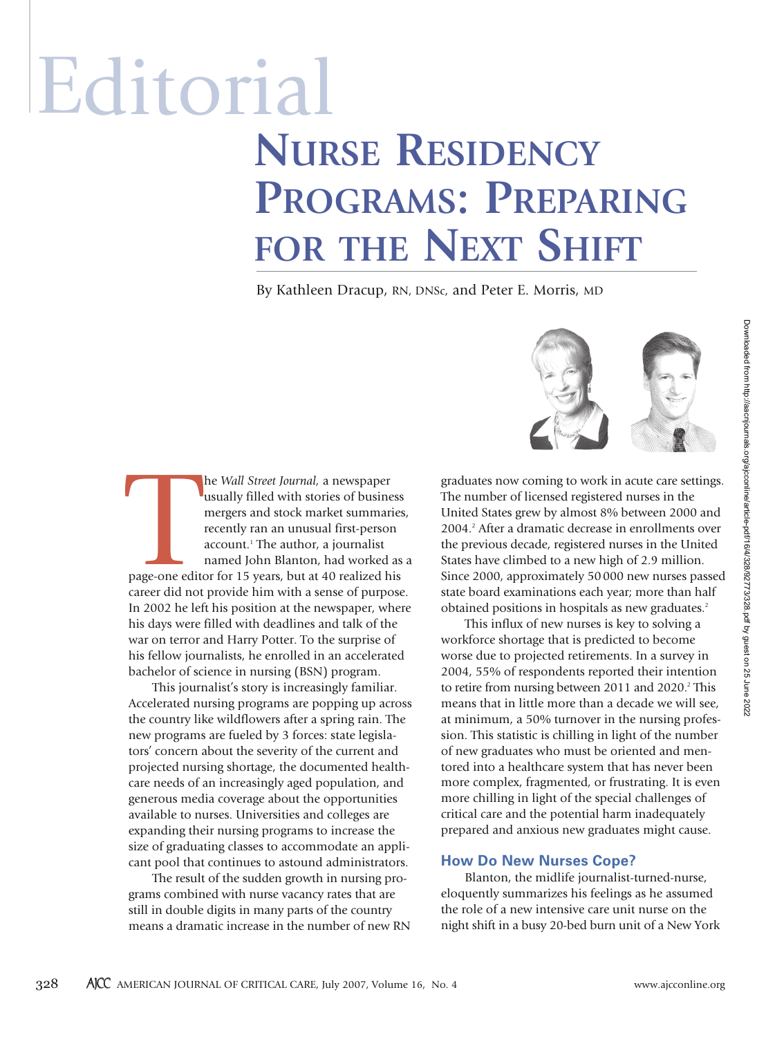# Editorial

# Nurse Residency Programs: Preparing for the Next Shift

By Kathleen Dracup, RN, DNSc, and Peter E. Morris, MD

The *Wall Street Journal,* a newspaper usually filled with stories of business mergers and stock market summaries, recently ran an unusual first-person account.[1] The author, a journalist named John Blanton, had worked as a page-one editor for 15 years, but at 40 realized his career did not provide him with a sense of purpose. In 2002 he left his position at the newspaper, where his days were filled with deadlines and talk of the war on terror and Harry Potter. To the surprise of his fellow journalists, he enrolled in an accelerated bachelor of science in nursing (BSN) program.

This journalist's story is increasingly familiar. Accelerated nursing programs are popping up across the country like wildflowers after a spring rain. The new programs are fueled by 3 forces: state legislators' concern about the severity of the current and projected nursing shortage, the documented healthcare needs of an increasingly aged population, and generous media coverage about the opportunities available to nurses. Universities and colleges are expanding their nursing programs to increase the size of graduating classes to accommodate an applicant pool that continues to astound administrators.

The result of the sudden growth in nursing programs combined with nurse vacancy rates that are still in double digits in many parts of the country means a dramatic increase in the number of new RN graduates now coming to work in acute care settings. The number of licensed registered nurses in the United States grew by almost 8% between 2000 and 2004.[2] After a dramatic decrease in enrollments over the previous decade, registered nurses in the United States have climbed to a new high of 2.9 million. Since 2000, approximately 50 000 new nurses passed state board examinations each year; more than half obtained positions in hospitals as new graduates.[2]

This influx of new nurses is key to solving a workforce shortage that is predicted to become worse due to projected retirements. In a survey in 2004, 55% of respondents reported their intention to retire from nursing between 2011 and 2020.[2] This means that in little more than a decade we will see, at minimum, a 50% turnover in the nursing profession. This statistic is chilling in light of the number of new graduates who must be oriented and mentored into a healthcare system that has never been more complex, fragmented, or frustrating. It is even more chilling in light of the special challenges of critical care and the potential harm inadequately prepared and anxious new graduates might cause.

## How Do New Nurses Cope?

Blanton, the midlife journalist-turned-nurse, eloquently summarizes his feelings as he assumed the role of a new intensive care unit nurse on the night shift in a busy 20-bed burn unit of a New York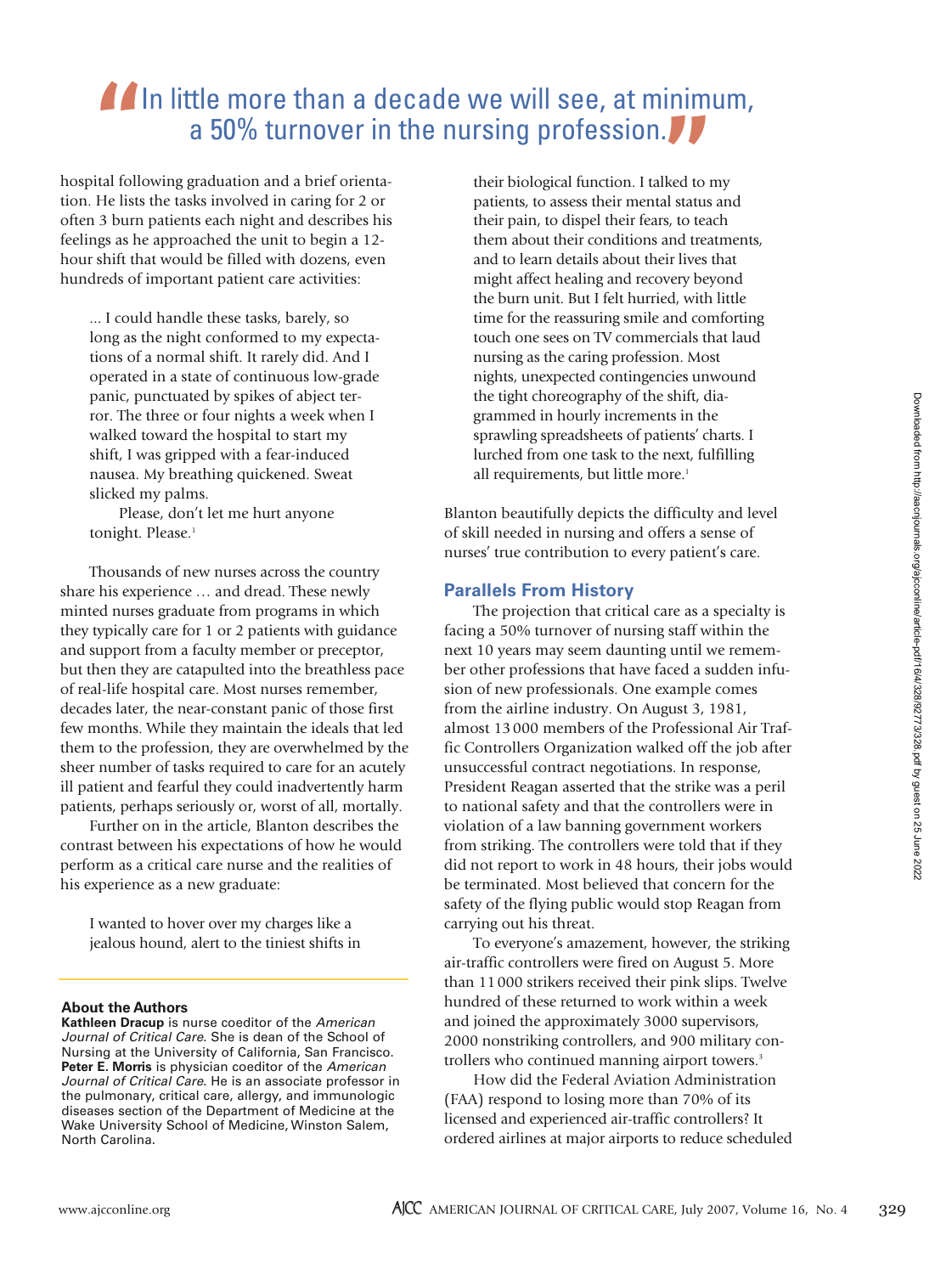> "In little more than a decade we will see, at minimum, a 50% turnover in the nursing profession."

hospital following graduation and a brief orientation. He lists the tasks involved in caring for 2 or often 3 burn patients each night and describes his feelings as he approached the unit to begin a 12-hour shift that would be filled with dozens, even hundreds of important patient care activities:

> ... I could handle these tasks, barely, so long as the night conformed to my expectations of a normal shift. It rarely did. And I operated in a state of continuous low-grade panic, punctuated by spikes of abject terror. The three or four nights a week when I walked toward the hospital to start my shift, I was gripped with a fear-induced nausea. My breathing quickened. Sweat slicked my palms.
>
> Please, don't let me hurt anyone tonight. Please.[1]

Thousands of new nurses across the country share his experience … and dread. These newly minted nurses graduate from programs in which they typically care for 1 or 2 patients with guidance and support from a faculty member or preceptor, but then they are catapulted into the breathless pace of real-life hospital care. Most nurses remember, decades later, the near-constant panic of those first few months. While they maintain the ideals that led them to the profession, they are overwhelmed by the sheer number of tasks required to care for an acutely ill patient and fearful they could inadvertently harm patients, perhaps seriously or, worst of all, mortally.

Further on in the article, Blanton describes the contrast between his expectations of how he would perform as a critical care nurse and the realities of his experience as a new graduate:

> I wanted to hover over my charges like a jealous hound, alert to the tiniest shifts in their biological function. I talked to my patients, to assess their mental status and their pain, to dispel their fears, to teach them about their conditions and treatments, and to learn details about their lives that might affect healing and recovery beyond the burn unit. But I felt hurried, with little time for the reassuring smile and comforting touch one sees on TV commercials that laud nursing as the caring profession. Most nights, unexpected contingencies unwound the tight choreography of the shift, diagrammed in hourly increments in the sprawling spreadsheets of patients' charts. I lurched from one task to the next, fulfilling all requirements, but little more.[1]

Blanton beautifully depicts the difficulty and level of skill needed in nursing and offers a sense of nurses' true contribution to every patient's care.

## Parallels From History

The projection that critical care as a specialty is facing a 50% turnover of nursing staff within the next 10 years may seem daunting until we remember other professions that have faced a sudden infusion of new professionals. One example comes from the airline industry. On August 3, 1981, almost 13 000 members of the Professional Air Traffic Controllers Organization walked off the job after unsuccessful contract negotiations. In response, President Reagan asserted that the strike was a peril to national safety and that the controllers were in violation of a law banning government workers from striking. The controllers were told that if they did not report to work in 48 hours, their jobs would be terminated. Most believed that concern for the safety of the flying public would stop Reagan from carrying out his threat.

To everyone's amazement, however, the striking air-traffic controllers were fired on August 5. More than 11 000 strikers received their pink slips. Twelve hundred of these returned to work within a week and joined the approximately 3000 supervisors, 2000 nonstriking controllers, and 900 military controllers who continued manning airport towers.[3]

How did the Federal Aviation Administration (FAA) respond to losing more than 70% of its licensed and experienced air-traffic controllers? It ordered airlines at major airports to reduce scheduled

---

**About the Authors**

**Kathleen Dracup** is nurse coeditor of the *American Journal of Critical Care*. She is dean of the School of Nursing at the University of California, San Francisco. **Peter E. Morris** is physician coeditor of the *American Journal of Critical Care*. He is an associate professor in the pulmonary, critical care, allergy, and immunologic diseases section of the Department of Medicine at the Wake University School of Medicine, Winston Salem, North Carolina.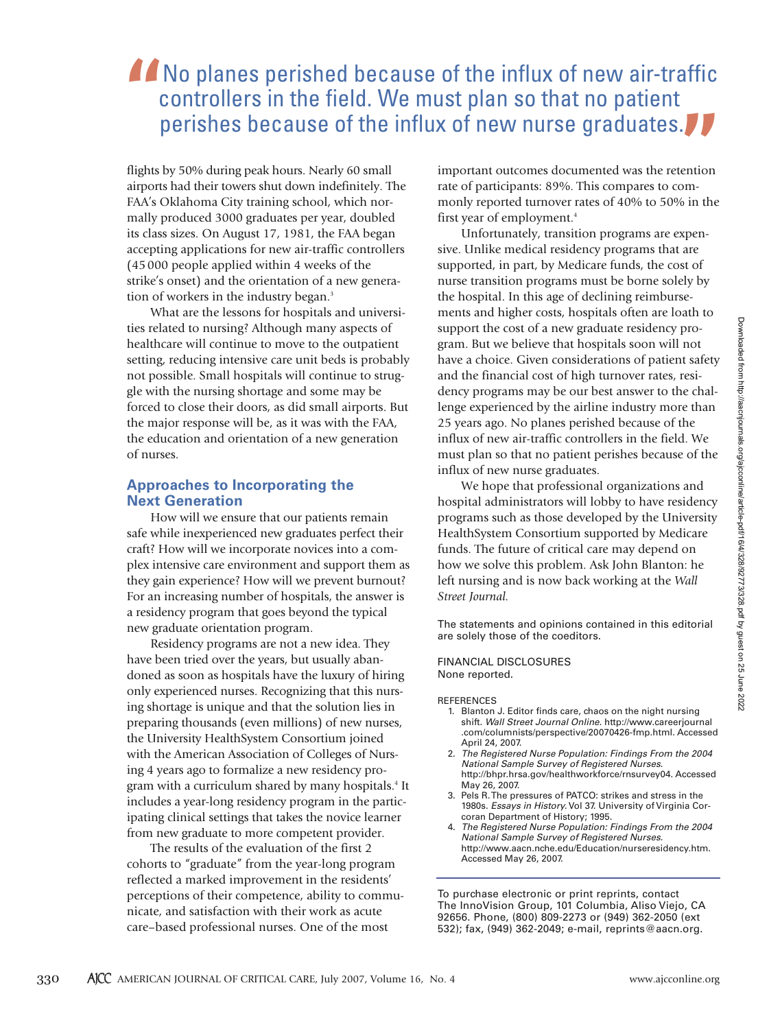> "No planes perished because of the influx of new air-traffic controllers in the field. We must plan so that no patient perishes because of the influx of new nurse graduates."

flights by 50% during peak hours. Nearly 60 small airports had their towers shut down indefinitely. The FAA's Oklahoma City training school, which normally produced 3000 graduates per year, doubled its class sizes. On August 17, 1981, the FAA began accepting applications for new air-traffic controllers (45 000 people applied within 4 weeks of the strike's onset) and the orientation of a new generation of workers in the industry began.[3]

What are the lessons for hospitals and universities related to nursing? Although many aspects of healthcare will continue to move to the outpatient setting, reducing intensive care unit beds is probably not possible. Small hospitals will continue to struggle with the nursing shortage and some may be forced to close their doors, as did small airports. But the major response will be, as it was with the FAA, the education and orientation of a new generation of nurses.

## Approaches to Incorporating the Next Generation

How will we ensure that our patients remain safe while inexperienced new graduates perfect their craft? How will we incorporate novices into a complex intensive care environment and support them as they gain experience? How will we prevent burnout? For an increasing number of hospitals, the answer is a residency program that goes beyond the typical new graduate orientation program.

Residency programs are not a new idea. They have been tried over the years, but usually abandoned as soon as hospitals have the luxury of hiring only experienced nurses. Recognizing that this nursing shortage is unique and that the solution lies in preparing thousands (even millions) of new nurses, the University HealthSystem Consortium joined with the American Association of Colleges of Nursing 4 years ago to formalize a new residency program with a curriculum shared by many hospitals.[4] It includes a year-long residency program in the participating clinical settings that takes the novice learner from new graduate to more competent provider.

The results of the evaluation of the first 2 cohorts to "graduate" from the year-long program reflected a marked improvement in the residents' perceptions of their competence, ability to communicate, and satisfaction with their work as acute care–based professional nurses. One of the most important outcomes documented was the retention rate of participants: 89%. This compares to commonly reported turnover rates of 40% to 50% in the first year of employment.[4]

Unfortunately, transition programs are expensive. Unlike medical residency programs that are supported, in part, by Medicare funds, the cost of nurse transition programs must be borne solely by the hospital. In this age of declining reimbursements and higher costs, hospitals often are loath to support the cost of a new graduate residency program. But we believe that hospitals soon will not have a choice. Given considerations of patient safety and the financial cost of high turnover rates, residency programs may be our best answer to the challenge experienced by the airline industry more than 25 years ago. No planes perished because of the influx of new air-traffic controllers in the field. We must plan so that no patient perishes because of the influx of new nurse graduates.

We hope that professional organizations and hospital administrators will lobby to have residency programs such as those developed by the University HealthSystem Consortium supported by Medicare funds. The future of critical care may depend on how we solve this problem. Ask John Blanton: he left nursing and is now back working at the *Wall Street Journal.*

The statements and opinions contained in this editorial are solely those of the coeditors.

FINANCIAL DISCLOSURES
None reported.

REFERENCES

1. Blanton J. Editor finds care, chaos on the night nursing shift. *Wall Street Journal Online.* http://www.careerjournal.com/columnists/perspective/20070426-fmp.html. Accessed April 24, 2007.
2. *The Registered Nurse Population: Findings From the 2004 National Sample Survey of Registered Nurses.* http://bhpr.hrsa.gov/healthworkforce/rnsurvey04. Accessed May 26, 2007.
3. Pels R. The pressures of PATCO: strikes and stress in the 1980s. *Essays in History.* Vol 37. University of Virginia Corcoran Department of History; 1995.
4. *The Registered Nurse Population: Findings From the 2004 National Sample Survey of Registered Nurses.* http://www.aacn.nche.edu/Education/nurseresidency.htm. Accessed May 26, 2007.

To purchase electronic or print reprints, contact The InnoVision Group, 101 Columbia, Aliso Viejo, CA 92656. Phone, (800) 809-2273 or (949) 362-2050 (ext 532); fax, (949) 362-2049; e-mail, reprints@aacn.org.